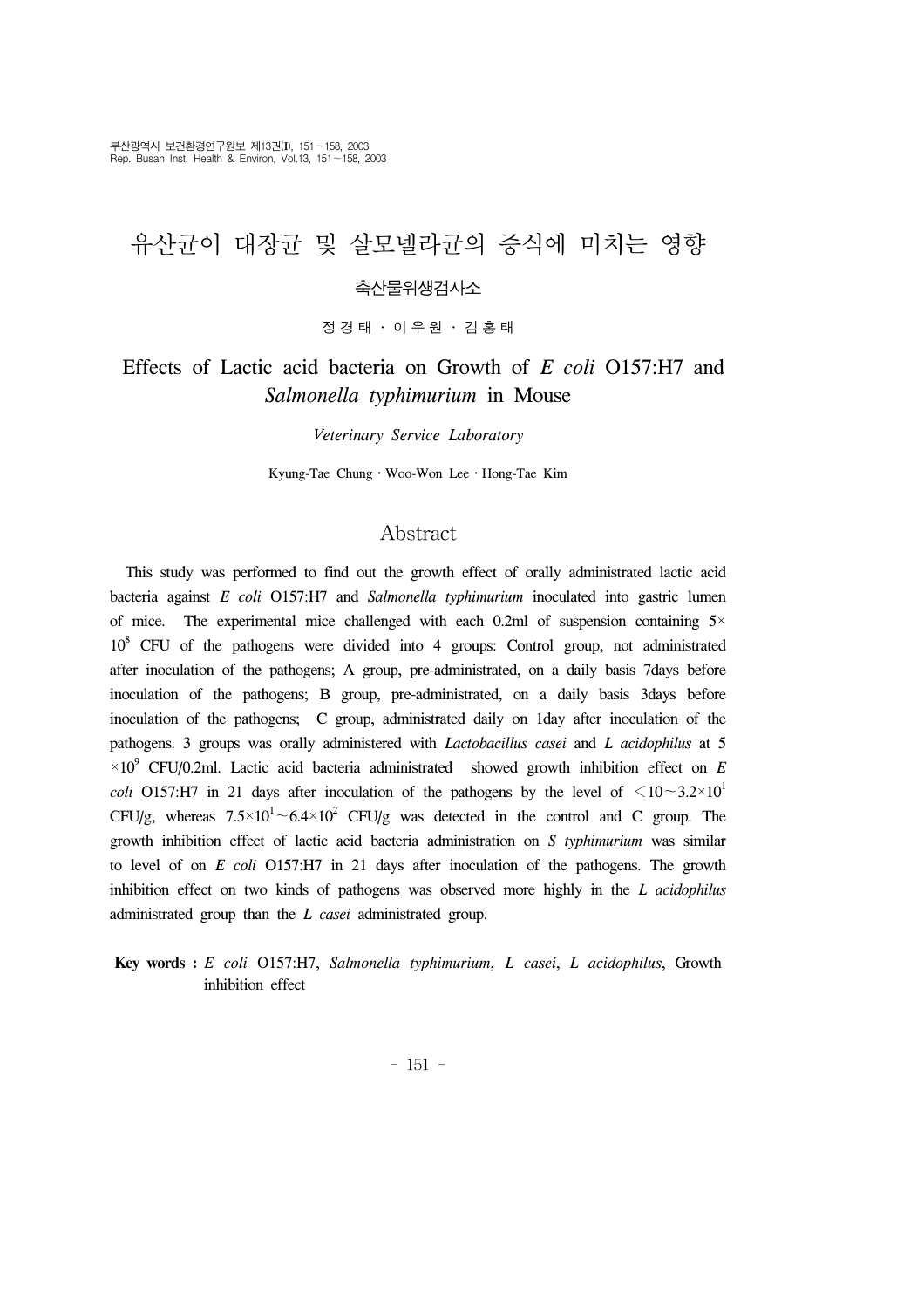# 유산균이 대장균 및 살모넬라균의 증식에 미치는 영향

축산물위생검사소

정 경 태 · 이 우 원 · 김 홍 태

# Effects of Lactic acid bacteria on Growth of *E coli* O157:H7 and *Salmonella typhimurium* in Mouse

*Veterinary Service Laboratory*

Kyung-Tae Chung · Woo-Won Lee · Hong-Tae Kim

## Abstract

This study was performed to find out the growth effect of orally administrated lactic acid bacteria against *E coli* O157:H7 and *Salmonella typhimurium* inoculated into gastric lumen of mice. The experimental mice challenged with each 0.2ml of suspension containing $5\times10^8$ CFU of the pathogens were divided into 4 groups: Control group, not administrated after inoculation of the pathogens; A group, pre-administrated, on a daily basis 7days before inoculation of the pathogens; B group, pre-administrated, on a daily basis 3days before inoculation of the pathogens; C group, administrated daily on 1day after inoculation of the pathogens. 3 groups was orally administered with *Lactobacillus casei* and *L acidophilus* at $5\times10^9$ CFU/0.2ml. Lactic acid bacteria administrated showed growth inhibition effect on *E coli* O157:H7 in 21 days after inoculation of the pathogens by the level of $<10\sim3.2\times10^1$ CFU/g, whereas $7.5\times10^1\sim6.4\times10^2$ CFU/g was detected in the control and C group. The growth inhibition effect of lactic acid bacteria administration on *S typhimurium* was similar to level of on *E coli* O157:H7 in 21 days after inoculation of the pathogens. The growth inhibition effect on two kinds of pathogens was observed more highly in the *L acidophilus* administrated group than the *L casei* administrated group.

**Key words :** *E coli* O157:H7, *Salmonella typhimurium*, *L casei*, *L acidophilus*, Growth inhibition effect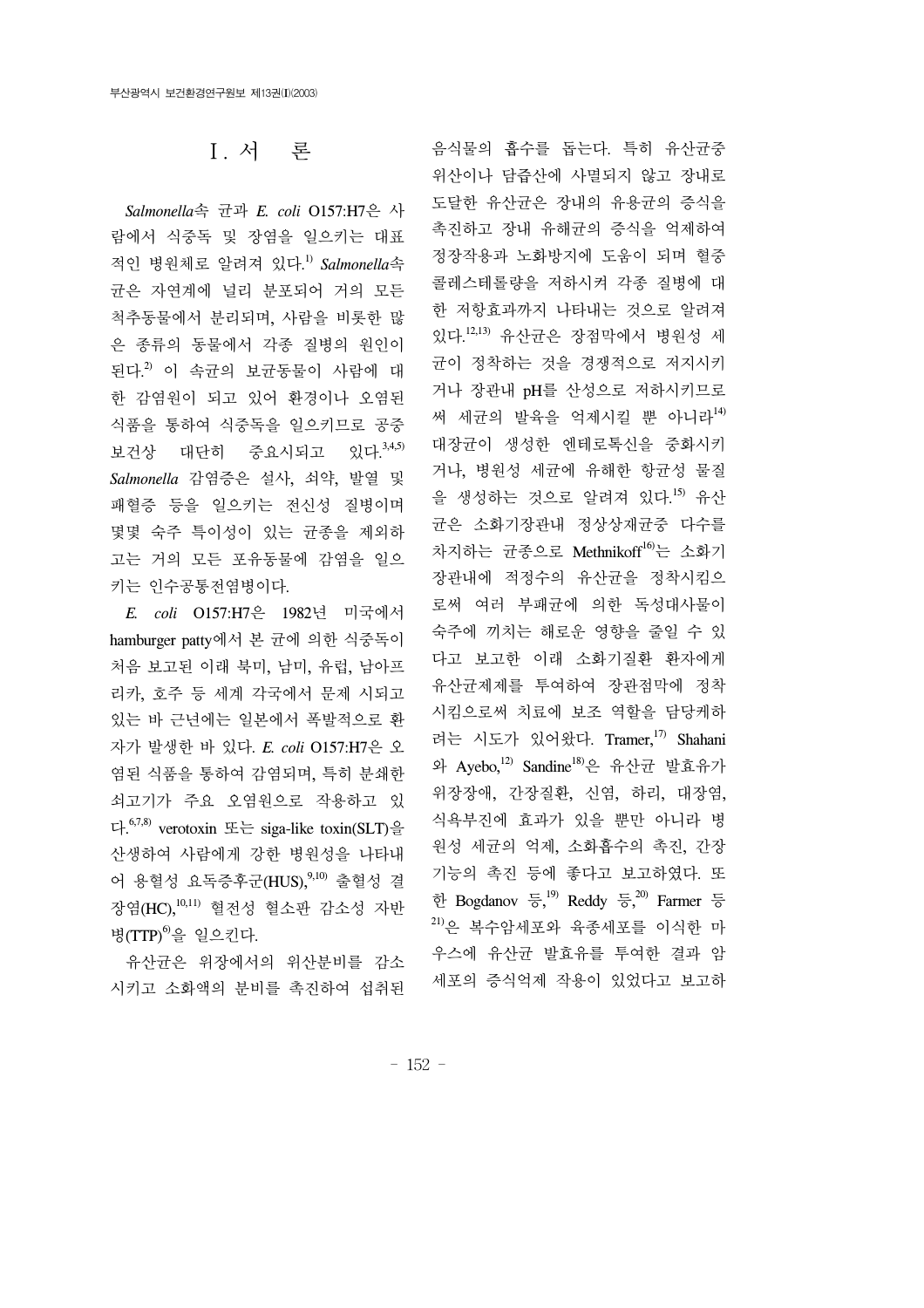# I. 서　론

*Salmonella*속 균과 *E. coli* O157:H7은 사람에서 식중독 및 장염을 일으키는 대표적인 병원체로 알려져 있다.[1)] *Salmonella*속 균은 자연계에 널리 분포되어 거의 모든 척추동물에서 분리되며, 사람을 비롯한 많은 종류의 동물에서 각종 질병의 원인이 된다.[2)] 이 속균의 보균동물이 사람에 대한 감염원이 되고 있어 환경이나 오염된 식품을 통하여 식중독을 일으키므로 공중보건상 대단히 중요시되고 있다.[3,4,5)] *Salmonella* 감염증은 설사, 쇠약, 발열 및 패혈증 등을 일으키는 전신성 질병이며 몇몇 숙주 특이성이 있는 균종을 제외하고는 거의 모든 포유동물에 감염을 일으키는 인수공통전염병이다.

*E. coli* O157:H7은 1982년 미국에서 hamburger patty에서 본 균에 의한 식중독이 처음 보고된 이래 북미, 남미, 유럽, 남아프리카, 호주 등 세계 각국에서 문제 시되고 있는 바 근년에는 일본에서 폭발적으로 환자가 발생한 바 있다. *E. coli* O157:H7은 오염된 식품을 통하여 감염되며, 특히 분쇄한 쇠고기가 주요 오염원으로 작용하고 있다.[6,7,8)] verotoxin 또는 siga-like toxin(SLT)을 산생하여 사람에게 강한 병원성을 나타내어 용혈성 요독증후군(HUS),[9,10)] 출혈성 결장염(HC),[10,11)] 혈전성 혈소판 감소성 자반병(TTP)[6)]을 일으킨다.

유산균은 위장에서의 위산분비를 감소시키고 소화액의 분비를 촉진하여 섭취된 음식물의 흡수를 돕는다. 특히 유산균중 위산이나 담즙산에 사멸되지 않고 장내로 도달한 유산균은 장내의 유용균의 증식을 촉진하고 장내 유해균의 증식을 억제하여 정장작용과 노화방지에 도움이 되며 혈중 콜레스테롤량을 저하시켜 각종 질병에 대한 저항효과까지 나타내는 것으로 알려져 있다.[12,13)] 유산균은 장점막에서 병원성 세균이 정착하는 것을 경쟁적으로 저지시키거나 장관내 pH를 산성으로 저하시키므로써 세균의 발육을 억제시킬 뿐 아니라[14)] 대장균이 생성한 엔테로톡신을 중화시키거나, 병원성 세균에 유해한 항균성 물질을 생성하는 것으로 알려져 있다.[15)] 유산균은 소화기장관내 정상상재균중 다수를 차지하는 균종으로 Methnikoff[16)]는 소화기장관내에 적정수의 유산균을 정착시킴으로써 여러 부패균에 의한 독성대사물이 숙주에 끼치는 해로운 영향을 줄일 수 있다고 보고한 이래 소화기질환 환자에게 유산균제제를 투여하여 장관점막에 정착시킴으로써 치료에 보조 역할을 담당케하려는 시도가 있어왔다. Tramer,[17)] Shahani와 Ayebo,[12)] Sandine[18)]은 유산균 발효유가 위장장애, 간장질환, 신염, 하리, 대장염, 식욕부진에 효과가 있을 뿐만 아니라 병원성 세균의 억제, 소화흡수의 촉진, 간장기능의 촉진 등에 좋다고 보고하였다. 또한 Bogdanov 등,[19)] Reddy 등,[20)] Farmer 등[21)]은 복수암세포와 육종세포를 이식한 마우스에 유산균 발효유를 투여한 결과 암세포의 증식억제 작용이 있었다고 보고하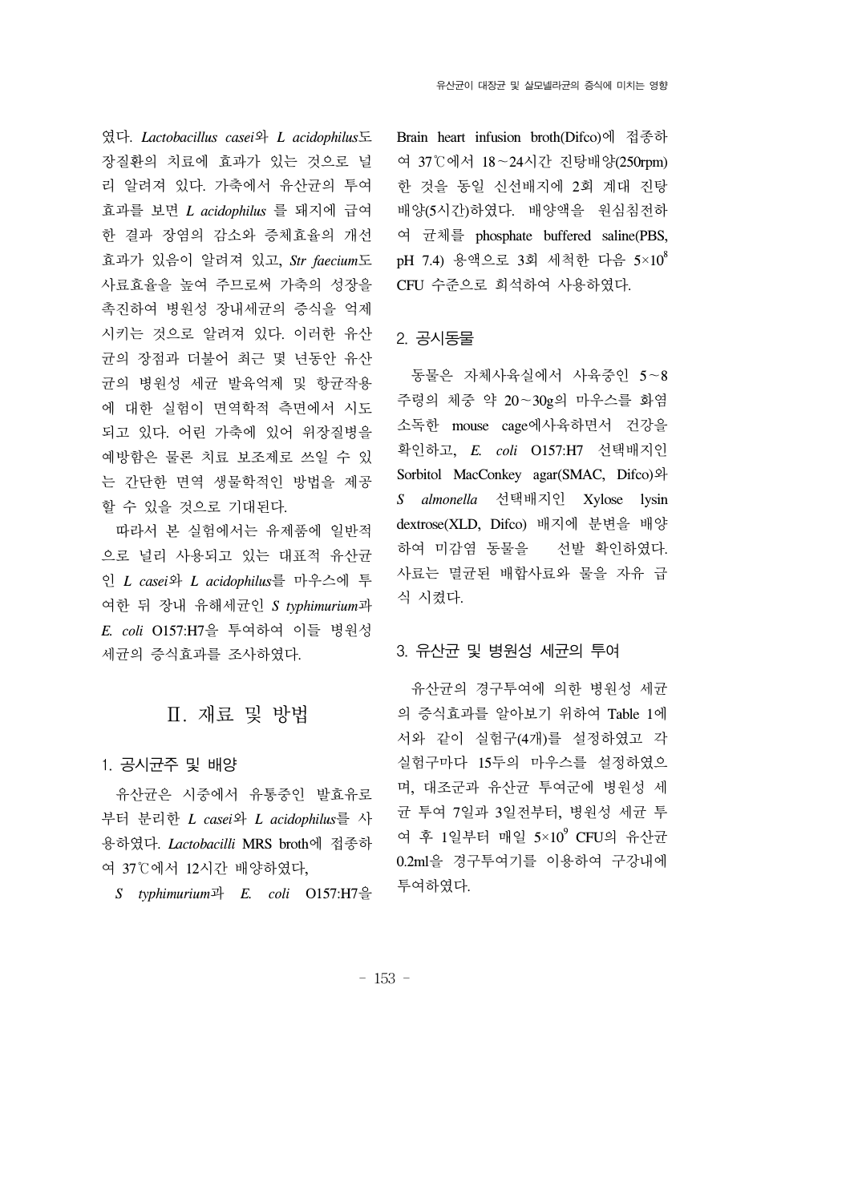였다. *Lactobacillus casei*와 *L acidophilus*도 장질환의 치료에 효과가 있는 것으로 널리 알려져 있다. 가축에서 유산균의 투여 효과를 보면 *L acidophilus* 를 돼지에 급여한 결과 장염의 감소와 증체효율의 개선 효과가 있음이 알려져 있고, *Str faecium*도 사료효율을 높여 주므로써 가축의 성장을 촉진하여 병원성 장내세균의 증식을 억제 시키는 것으로 알려져 있다. 이러한 유산균의 장점과 더불어 최근 몇 년동안 유산균의 병원성 세균 발육억제 및 항균작용에 대한 실험이 면역학적 측면에서 시도되고 있다. 어린 가축에 있어 위장질병을 예방함은 물론 치료 보조제로 쓰일 수 있는 간단한 면역 생물학적인 방법을 제공할 수 있을 것으로 기대된다.

따라서 본 실험에서는 유제품에 일반적으로 널리 사용되고 있는 대표적 유산균인 *L casei*와 *L acidophilus*를 마우스에 투여한 뒤 장내 유해세균인 *S typhimurium*과 *E. coli* O157:H7을 투여하여 이들 병원성 세균의 증식효과를 조사하였다.

## Ⅱ. 재료 및 방법

### 1. 공시균주 및 배양

유산균은 시중에서 유통중인 발효유로부터 분리한 *L casei*와 *L acidophilus*를 사용하였다. *Lactobacilli* MRS broth에 접종하여 37℃에서 12시간 배양하였다,

*S typhimurium*과 *E. coli* O157:H7을 Brain heart infusion broth(Difco)에 접종하여 37℃에서 18~24시간 진탕배양(250rpm)한 것을 동일 신선배지에 2회 계대 진탕배양(5시간)하였다. 배양액을 원심침전하여 균체를 phosphate buffered saline(PBS, pH 7.4) 용액으로 3회 세척한 다음 $5 \times 10^8$ CFU 수준으로 희석하여 사용하였다.

### 2. 공시동물

동물은 자체사육실에서 사육중인 5~8주령의 체중 약 20~30g의 마우스를 화염소독한 mouse cage에사육하면서 건강을 확인하고, *E. coli* O157:H7 선택배지인 Sorbitol MacConkey agar(SMAC, Difco)와 *S almonella* 선택배지인 Xylose lysin dextrose(XLD, Difco) 배지에 분변을 배양하여 미감염 동물을 선발 확인하였다. 사료는 멸균된 배합사료와 물을 자유 급식 시켰다.

### 3. 유산균 및 병원성 세균의 투여

유산균의 경구투여에 의한 병원성 세균의 증식효과를 알아보기 위하여 Table 1에서와 같이 실험구(4개)를 설정하였고 각 실험구마다 15두의 마우스를 설정하였으며, 대조군과 유산균 투여군에 병원성 세균 투여 7일과 3일전부터, 병원성 세균 투여 후 1일부터 매일 $5 \times 10^9$ CFU의 유산균 0.2ml을 경구투여기를 이용하여 구강내에 투여하였다.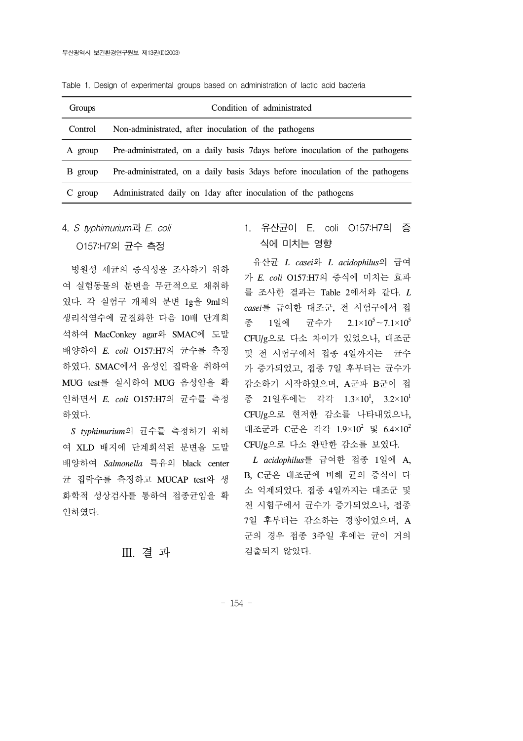Table 1. Design of experimental groups based on administration of lactic acid bacteria

| Groups | Condition of administrated |
| --- | --- |
| Control | Non-administrated, after inoculation of the pathogens |
| A group | Pre-administrated, on a daily basis 7days before inoculation of the pathogens |
| B group | Pre-administrated, on a daily basis 3days before inoculation of the pathogens |
| C group | Administrated daily on 1day after inoculation of the pathogens |

### 4. *S typhimurium*과 *E. coli* O157:H7의 균수 측정

병원성 세균의 증식성을 조사하기 위하여 실험동물의 분변을 무균적으로 채취하였다. 각 실험구 개체의 분변 1g을 9ml의 생리식염수에 균질화한 다음 10배 단계희석하여 MacConkey agar와 SMAC에 도말배양하여 *E. coli* O157:H7의 균수를 측정하였다. SMAC에서 음성인 집락을 취하여 MUG test를 실시하여 MUG 음성임을 확인하면서 *E. coli* O157:H7의 균수를 측정하였다.

*S typhimurium*의 균수를 측정하기 위하여 XLD 배지에 단계희석된 분변을 도말배양하여 *Salmonella* 특유의 black center 균 집락수를 측정하고 MUCAP test와 생화학적 성상검사를 통하여 접종균임을 확인하였다.

## Ⅲ. 결 과

### 1. 유산균이 E. coli O157:H7의 증식에 미치는 영향

유산균 *L casei*와 *L acidophilus*의 급여가 *E. coli* O157:H7의 증식에 미치는 효과를 조사한 결과는 Table 2에서와 같다. *L casei*를 급여한 대조군, 전 시험구에서 접종 1일에 균수가 $2.1\times10^5 \sim 7.1\times10^5$ CFU/g으로 다소 차이가 있었으나, 대조군 및 전 시험구에서 접종 4일까지는 균수가 증가되었고, 접종 7일 후부터는 균수가 감소하기 시작하였으며, A군과 B군이 접종 21일후에는 각각 $1.3\times10^1$, $3.2\times10^1$ CFU/g으로 현저한 감소를 나타내었으나, 대조군과 C군은 각각 $1.9\times10^2$ 및 $6.4\times10^2$ CFU/g으로 다소 완만한 감소를 보였다.

*L acidophilus*를 급여한 접종 1일에 A, B, C군은 대조군에 비해 균의 증식이 다소 억제되었다. 접종 4일까지는 대조군 및 전 시험구에서 균수가 증가되었으나, 접종 7일 후부터는 감소하는 경향이었으며, A군의 경우 접종 3주일 후에는 균이 거의 검출되지 않았다.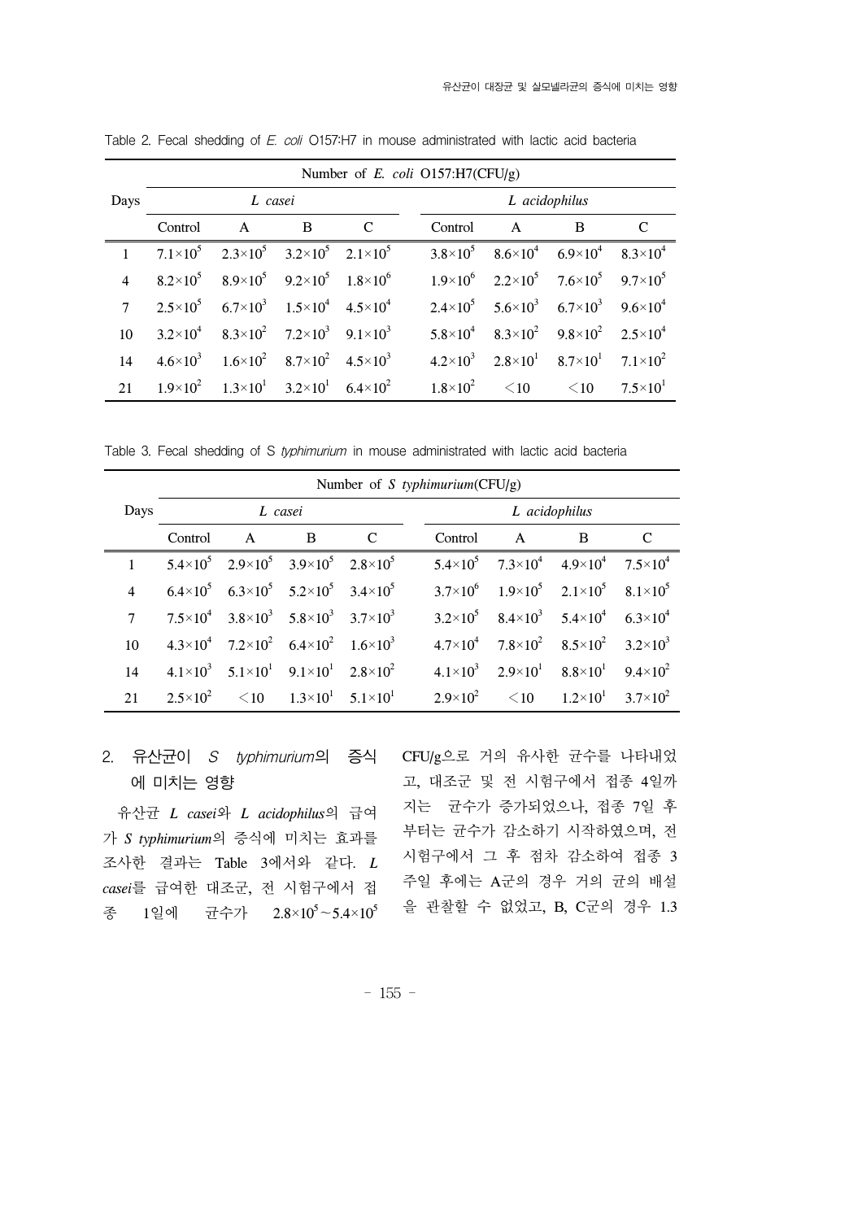Table 2. Fecal shedding of *E. coli* O157:H7 in mouse administrated with lactic acid bacteria

| Days | Number of *E. coli* O157:H7(CFU/g) | | | | | | | |
|---|---|---|---|---|---|---|---|---|
| | *L casei* | | | | *L acidophilus* | | | |
| | Control | A | B | C | Control | A | B | C |
| 1 | $7.1\times10^5$ | $2.3\times10^5$ | $3.2\times10^5$ | $2.1\times10^5$ | $3.8\times10^5$ | $8.6\times10^4$ | $6.9\times10^4$ | $8.3\times10^4$ |
| 4 | $8.2\times10^5$ | $8.9\times10^5$ | $9.2\times10^5$ | $1.8\times10^6$ | $1.9\times10^6$ | $2.2\times10^5$ | $7.6\times10^5$ | $9.7\times10^5$ |
| 7 | $2.5\times10^5$ | $6.7\times10^3$ | $1.5\times10^4$ | $4.5\times10^4$ | $2.4\times10^5$ | $5.6\times10^3$ | $6.7\times10^3$ | $9.6\times10^4$ |
| 10 | $3.2\times10^4$ | $8.3\times10^2$ | $7.2\times10^3$ | $9.1\times10^3$ | $5.8\times10^4$ | $8.3\times10^2$ | $9.8\times10^2$ | $2.5\times10^4$ |
| 14 | $4.6\times10^3$ | $1.6\times10^2$ | $8.7\times10^2$ | $4.5\times10^3$ | $4.2\times10^3$ | $2.8\times10^1$ | $8.7\times10^1$ | $7.1\times10^2$ |
| 21 | $1.9\times10^2$ | $1.3\times10^1$ | $3.2\times10^1$ | $6.4\times10^2$ | $1.8\times10^2$ | <10 | <10 | $7.5\times10^1$ |

Table 3. Fecal shedding of S *typhimurium* in mouse administrated with lactic acid bacteria

| Days | Number of *S typhimurium*(CFU/g) | | | | | | | |
|---|---|---|---|---|---|---|---|---|
| | *L casei* | | | | *L acidophilus* | | | |
| | Control | A | B | C | Control | A | B | C |
| 1 | $5.4\times10^5$ | $2.9\times10^5$ | $3.9\times10^5$ | $2.8\times10^5$ | $5.4\times10^5$ | $7.3\times10^4$ | $4.9\times10^4$ | $7.5\times10^4$ |
| 4 | $6.4\times10^5$ | $6.3\times10^5$ | $5.2\times10^5$ | $3.4\times10^5$ | $3.7\times10^6$ | $1.9\times10^5$ | $2.1\times10^5$ | $8.1\times10^5$ |
| 7 | $7.5\times10^4$ | $3.8\times10^3$ | $5.8\times10^3$ | $3.7\times10^3$ | $3.2\times10^5$ | $8.4\times10^3$ | $5.4\times10^4$ | $6.3\times10^4$ |
| 10 | $4.3\times10^4$ | $7.2\times10^2$ | $6.4\times10^2$ | $1.6\times10^3$ | $4.7\times10^4$ | $7.8\times10^2$ | $8.5\times10^2$ | $3.2\times10^3$ |
| 14 | $4.1\times10^3$ | $5.1\times10^1$ | $9.1\times10^1$ | $2.8\times10^2$ | $4.1\times10^3$ | $2.9\times10^1$ | $8.8\times10^1$ | $9.4\times10^2$ |
| 21 | $2.5\times10^2$ | <10 | $1.3\times10^1$ | $5.1\times10^1$ | $2.9\times10^2$ | <10 | $1.2\times10^1$ | $3.7\times10^2$ |

## 2. 유산균이 *S typhimurium*의 증식에 미치는 영향

유산균 *L casei*와 *L acidophilus*의 급여가 *S typhimurium*의 증식에 미치는 효과를 조사한 결과는 Table 3에서와 같다. *L casei*를 급여한 대조군, 전 시험구에서 접종 1일에 균수가 $2.8\times10^5\sim5.4\times10^5$ CFU/g으로 거의 유사한 균수를 나타내었고, 대조군 및 전 시험구에서 접종 4일까지는 균수가 증가되었으나, 접종 7일 후부터는 균수가 감소하기 시작하였으며, 전 시험구에서 그 후 점차 감소하여 접종 3주일 후에는 A군의 경우 거의 균의 배설을 관찰할 수 없었고, B, C군의 경우 1.3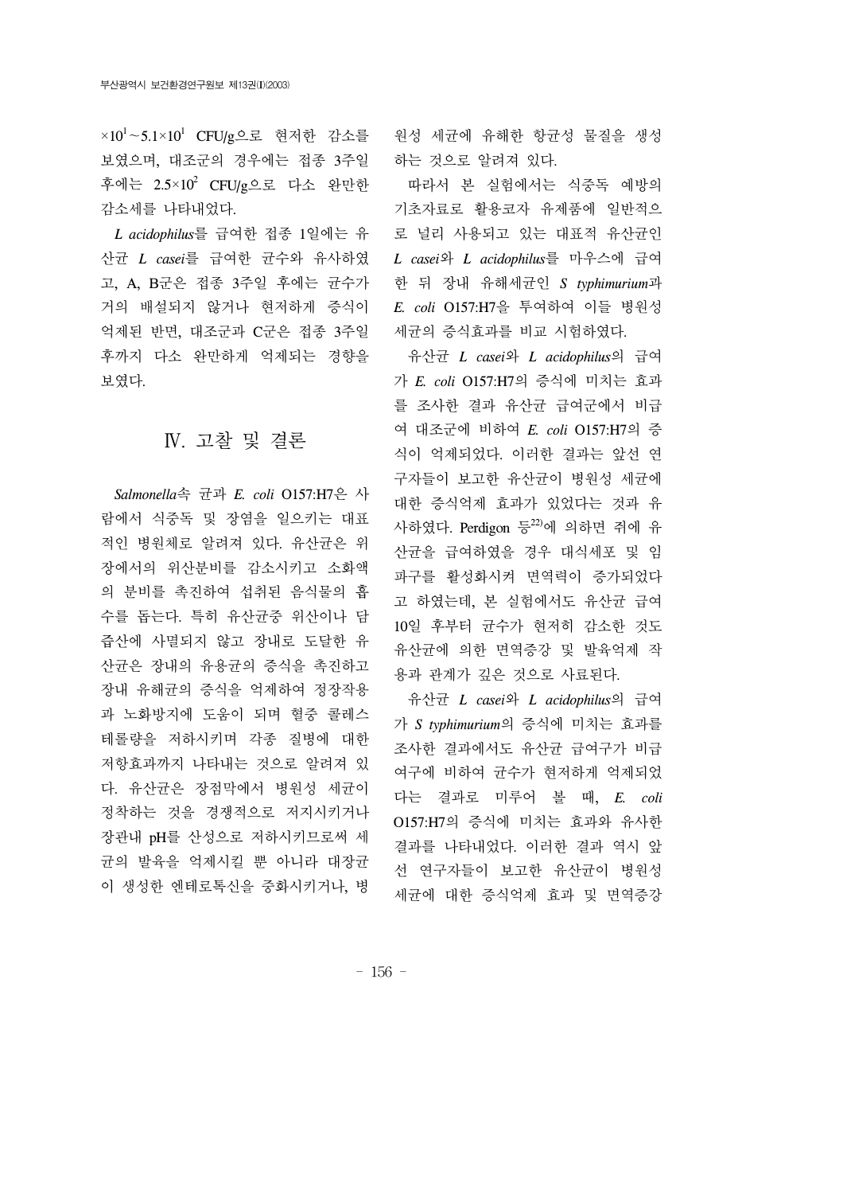$\times 10^1 \sim 5.1 \times 10^1$ CFU/g으로 현저한 감소를 보였으며, 대조군의 경우에는 접종 3주일 후에는 $2.5 \times 10^2$ CFU/g으로 다소 완만한 감소세를 나타내었다.

*L acidophilus*를 급여한 접종 1일에는 유산균 *L casei*를 급여한 균수와 유사하였고, A, B군은 접종 3주일 후에는 균수가 거의 배설되지 않거나 현저하게 증식이 억제된 반면, 대조군과 C군은 접종 3주일 후까지 다소 완만하게 억제되는 경향을 보였다.

## Ⅳ. 고찰 및 결론

*Salmonella*속 균과 *E. coli* O157:H7은 사람에서 식중독 및 장염을 일으키는 대표적인 병원체로 알려져 있다. 유산균은 위장에서의 위산분비를 감소시키고 소화액의 분비를 촉진하여 섭취된 음식물의 흡수를 돕는다. 특히 유산균중 위산이나 담즙산에 사멸되지 않고 장내로 도달한 유산균은 장내의 유용균의 증식을 촉진하고 장내 유해균의 증식을 억제하여 정장작용과 노화방지에 도움이 되며 혈중 콜레스테롤량을 저하시키며 각종 질병에 대한 저항효과까지 나타내는 것으로 알려져 있다. 유산균은 장점막에서 병원성 세균이 정착하는 것을 경쟁적으로 저지시키거나 장관내 pH를 산성으로 저하시키므로써 세균의 발육을 억제시킬 뿐 아니라 대장균이 생성한 엔테로톡신을 중화시키거나, 병원성 세균에 유해한 항균성 물질을 생성하는 것으로 알려져 있다.

따라서 본 실험에서는 식중독 예방의 기초자료로 활용코자 유제품에 일반적으로 널리 사용되고 있는 대표적 유산균인 *L casei*와 *L acidophilus*를 마우스에 급여한 뒤 장내 유해세균인 *S typhimurium*과 *E. coli* O157:H7을 투여하여 이들 병원성 세균의 증식효과를 비교 시험하였다.

유산균 *L casei*와 *L acidophilus*의 급여가 *E. coli* O157:H7의 증식에 미치는 효과를 조사한 결과 유산균 급여군에서 비급여 대조군에 비하여 *E. coli* O157:H7의 증식이 억제되었다. 이러한 결과는 앞선 연구자들이 보고한 유산균이 병원성 세균에 대한 증식억제 효과가 있었다는 것과 유사하였다. Perdigon 등[22]에 의하면 쥐에 유산균을 급여하였을 경우 대식세포 및 임파구를 활성화시켜 면역력이 증가되었다고 하였는데, 본 실험에서도 유산균 급여 10일 후부터 균수가 현저히 감소한 것도 유산균에 의한 면역증강 및 발육억제 작용과 관계가 깊은 것으로 사료된다.

유산균 *L casei*와 *L acidophilus*의 급여가 *S typhimurium*의 증식에 미치는 효과를 조사한 결과에서도 유산균 급여구가 비급여구에 비하여 균수가 현저하게 억제되었다는 결과로 미루어 볼 때, *E. coli* O157:H7의 증식에 미치는 효과와 유사한 결과를 나타내었다. 이러한 결과 역시 앞선 연구자들이 보고한 유산균이 병원성 세균에 대한 증식억제 효과 및 면역증강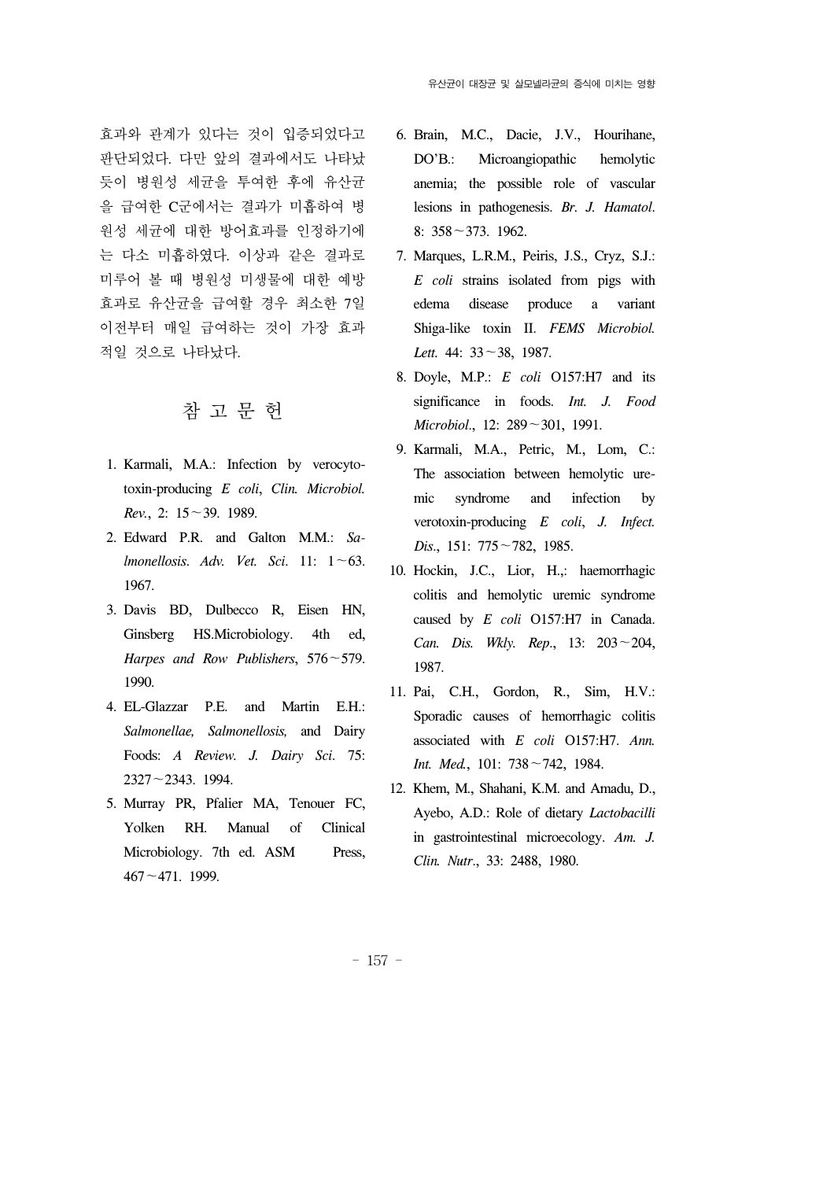효과와 관계가 있다는 것이 입증되었다고 판단되었다. 다만 앞의 결과에서도 나타났듯이 병원성 세균을 투여한 후에 유산균을 급여한 C군에서는 결과가 미흡하여 병원성 세균에 대한 방어효과를 인정하기에는 다소 미흡하였다. 이상과 같은 결과로 미루어 볼 때 병원성 미생물에 대한 예방효과로 유산균을 급여할 경우 최소한 7일 이전부터 매일 급여하는 것이 가장 효과적일 것으로 나타났다.

## 참 고 문 헌

1. Karmali, M.A.: Infection by verocytotoxin-producing *E coli*, *Clin. Microbiol. Rev.*, 2: 15～39. 1989.
2. Edward P.R. and Galton M.M.: *Salmonellosis*. *Adv. Vet. Sci.* 11: 1～63. 1967.
3. Davis BD, Dulbecco R, Eisen HN, Ginsberg HS.Microbiology. 4th ed, *Harpes and Row Publishers*, 576～579. 1990.
4. EL-Glazzar P.E. and Martin E.H.: *Salmonellae, Salmonellosis,* and Dairy Foods: *A Review. J. Dairy Sci.* 75: 2327～2343. 1994.
5. Murray PR, Pfalier MA, Tenouer FC, Yolken RH. Manual of Clinical Microbiology. 7th ed. ASM Press, 467～471. 1999.
6. Brain, M.C., Dacie, J.V., Hourihane, DO'B.: Microangiopathic hemolytic anemia; the possible role of vascular lesions in pathogenesis. *Br. J. Hamatol.* 8: 358～373. 1962.
7. Marques, L.R.M., Peiris, J.S., Cryz, S.J.: *E coli* strains isolated from pigs with edema disease produce a variant Shiga-like toxin II. *FEMS Microbiol. Lett.* 44: 33～38, 1987.
8. Doyle, M.P.: *E coli* O157:H7 and its significance in foods. *Int. J. Food Microbiol.*, 12: 289～301, 1991.
9. Karmali, M.A., Petric, M., Lom, C.: The association between hemolytic uremic syndrome and infection by verotoxin-producing *E coli*, *J. Infect. Dis.*, 151: 775～782, 1985.
10. Hockin, J.C., Lior, H.,: haemorrhagic colitis and hemolytic uremic syndrome caused by *E coli* O157:H7 in Canada. *Can. Dis. Wkly. Rep.*, 13: 203～204, 1987.
11. Pai, C.H., Gordon, R., Sim, H.V.: Sporadic causes of hemorrhagic colitis associated with *E coli* O157:H7. *Ann. Int. Med.*, 101: 738～742, 1984.
12. Khem, M., Shahani, K.M. and Amadu, D., Ayebo, A.D.: Role of dietary *Lactobacilli* in gastrointestinal microecology. *Am. J. Clin. Nutr.*, 33: 2488, 1980.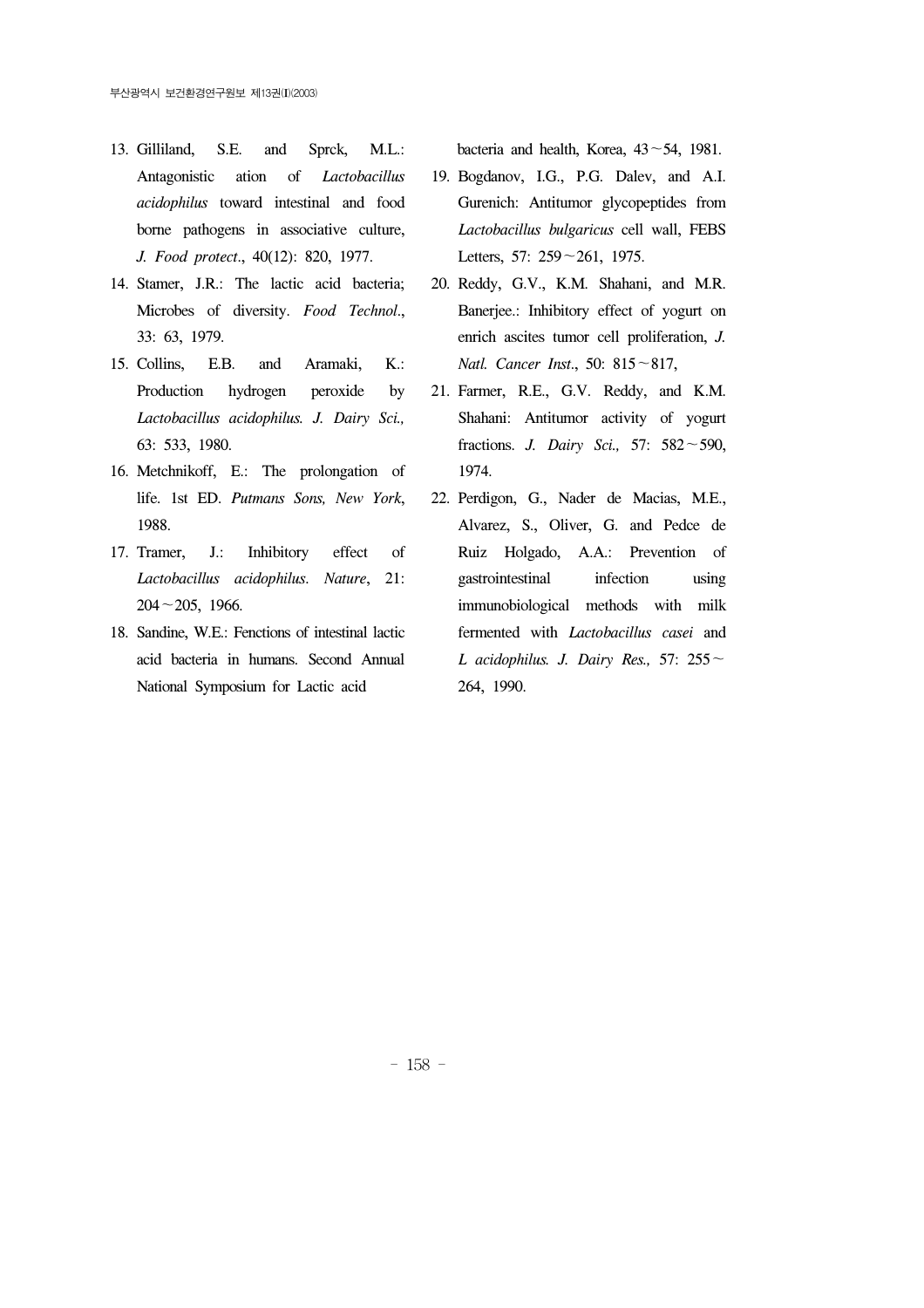13. Gilliland, S.E. and Sprck, M.L.: Antagonistic ation of *Lactobacillus acidophilus* toward intestinal and food borne pathogens in associative culture, *J. Food protect*., 40(12): 820, 1977.
14. Stamer, J.R.: The lactic acid bacteria; Microbes of diversity. *Food Technol*., 33: 63, 1979.
15. Collins, E.B. and Aramaki, K.: Production hydrogen peroxide by *Lactobacillus acidophilus. J. Dairy Sci.,* 63: 533, 1980.
16. Metchnikoff, E.: The prolongation of life. 1st ED. *Putmans Sons, New York*, 1988.
17. Tramer, J.: Inhibitory effect of *Lactobacillus acidophilus*. *Nature*, 21: 204～205, 1966.
18. Sandine, W.E.: Fenctions of intestinal lactic acid bacteria in humans. Second Annual National Symposium for Lactic acid bacteria and health, Korea, 43～54, 1981.
19. Bogdanov, I.G., P.G. Dalev, and A.I. Gurenich: Antitumor glycopeptides from *Lactobacillus bulgaricus* cell wall, FEBS Letters, 57: 259～261, 1975.
20. Reddy, G.V., K.M. Shahani, and M.R. Banerjee.: Inhibitory effect of yogurt on enrich ascites tumor cell proliferation, *J. Natl. Cancer Inst*., 50: 815～817,
21. Farmer, R.E., G.V. Reddy, and K.M. Shahani: Antitumor activity of yogurt fractions. *J. Dairy Sci.,* 57: 582～590, 1974.
22. Perdigon, G., Nader de Macias, M.E., Alvarez, S., Oliver, G. and Pedce de Ruiz Holgado, A.A.: Prevention of gastrointestinal infection using immunobiological methods with milk fermented with *Lactobacillus casei* and *L acidophilus. J. Dairy Res.,* 57: 255～264, 1990.